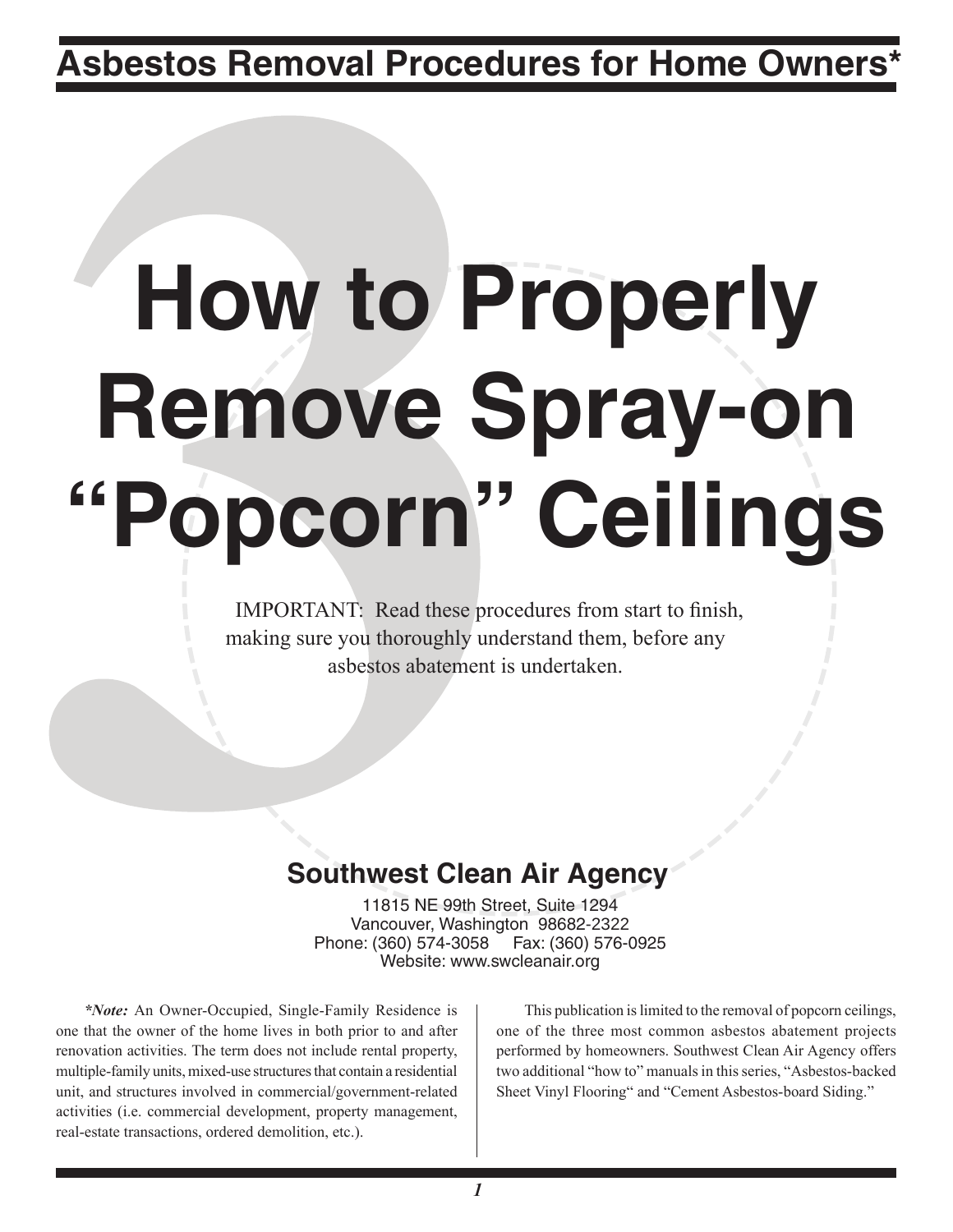## Asbestos Removal Procedures for Home Owners*

# How to Properly Remove Spray-on "Popcorn" Ceilings

IMPORTANT: Read these procedures from start to finish, making sure you thoroughly understand them, before any asbestos abatement is undertaken.

**Southwest Clean Air Agency**

11815 NE 99th Street, Suite 1294
Vancouver, Washington 98682-2322
Phone: (360) 574-3058 Fax: (360) 576-0925
Website: www.swcleanair.org

***Note:*** An Owner-Occupied, Single-Family Residence is one that the owner of the home lives in both prior to and after renovation activities. The term does not include rental property, multiple-family units, mixed-use structures that contain a residential unit, and structures involved in commercial/government-related activities (i.e. commercial development, property management, real-estate transactions, ordered demolition, etc.).

This publication is limited to the removal of popcorn ceilings, one of the three most common asbestos abatement projects performed by homeowners. Southwest Clean Air Agency offers two additional "how to" manuals in this series, "Asbestos-backed Sheet Vinyl Flooring" and "Cement Asbestos-board Siding."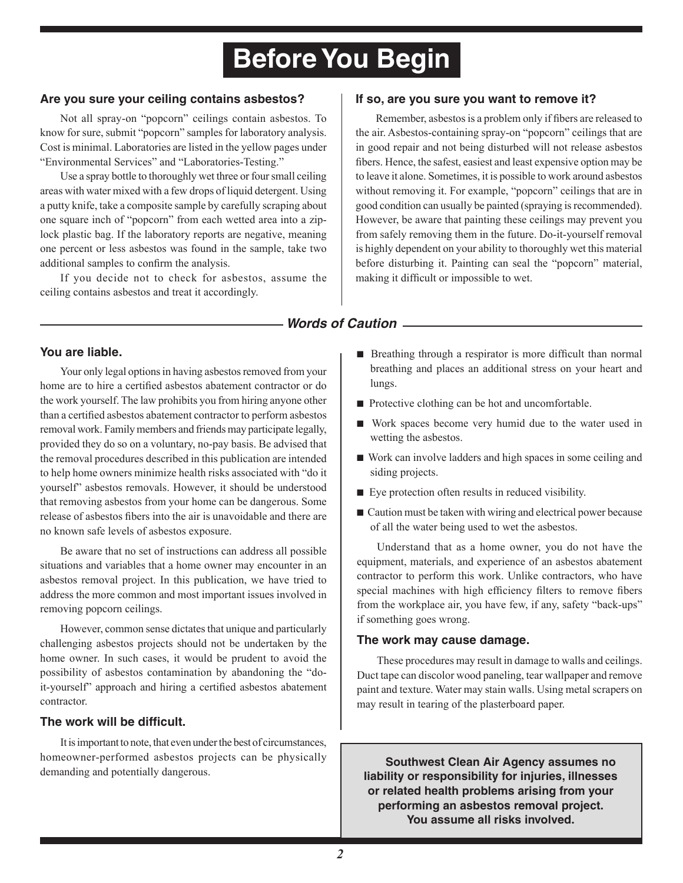# Before You Begin

### Are you sure your ceiling contains asbestos?

Not all spray-on "popcorn" ceilings contain asbestos. To know for sure, submit "popcorn" samples for laboratory analysis. Cost is minimal. Laboratories are listed in the yellow pages under "Environmental Services" and "Laboratories-Testing."

Use a spray bottle to thoroughly wet three or four small ceiling areas with water mixed with a few drops of liquid detergent. Using a putty knife, take a composite sample by carefully scraping about one square inch of "popcorn" from each wetted area into a zip-lock plastic bag. If the laboratory reports are negative, meaning one percent or less asbestos was found in the sample, take two additional samples to confirm the analysis.

If you decide not to check for asbestos, assume the ceiling contains asbestos and treat it accordingly.

### If so, are you sure you want to remove it?

Remember, asbestos is a problem only if fibers are released to the air. Asbestos-containing spray-on "popcorn" ceilings that are in good repair and not being disturbed will not release asbestos fibers. Hence, the safest, easiest and least expensive option may be to leave it alone. Sometimes, it is possible to work around asbestos without removing it. For example, "popcorn" ceilings that are in good condition can usually be painted (spraying is recommended). However, be aware that painting these ceilings may prevent you from safely removing them in the future. Do-it-yourself removal is highly dependent on your ability to thoroughly wet this material before disturbing it. Painting can seal the "popcorn" material, making it difficult or impossible to wet.

## *Words of Caution*

### You are liable.

Your only legal options in having asbestos removed from your home are to hire a certified asbestos abatement contractor or do the work yourself. The law prohibits you from hiring anyone other than a certified asbestos abatement contractor to perform asbestos removal work. Family members and friends may participate legally, provided they do so on a voluntary, no-pay basis. Be advised that the removal procedures described in this publication are intended to help home owners minimize health risks associated with "do it yourself" asbestos removals. However, it should be understood that removing asbestos from your home can be dangerous. Some release of asbestos fibers into the air is unavoidable and there are no known safe levels of asbestos exposure.

Be aware that no set of instructions can address all possible situations and variables that a home owner may encounter in an asbestos removal project. In this publication, we have tried to address the more common and most important issues involved in removing popcorn ceilings.

However, common sense dictates that unique and particularly challenging asbestos projects should not be undertaken by the home owner. In such cases, it would be prudent to avoid the possibility of asbestos contamination by abandoning the "do-it-yourself" approach and hiring a certified asbestos abatement contractor.

### The work will be difficult.

It is important to note, that even under the best of circumstances, homeowner-performed asbestos projects can be physically demanding and potentially dangerous.

- Breathing through a respirator is more difficult than normal breathing and places an additional stress on your heart and lungs.
- Protective clothing can be hot and uncomfortable.
- Work spaces become very humid due to the water used in wetting the asbestos.
- Work can involve ladders and high spaces in some ceiling and siding projects.
- Eye protection often results in reduced visibility.
- Caution must be taken with wiring and electrical power because of all the water being used to wet the asbestos.

Understand that as a home owner, you do not have the equipment, materials, and experience of an asbestos abatement contractor to perform this work. Unlike contractors, who have special machines with high efficiency filters to remove fibers from the workplace air, you have few, if any, safety "back-ups" if something goes wrong.

### The work may cause damage.

These procedures may result in damage to walls and ceilings. Duct tape can discolor wood paneling, tear wallpaper and remove paint and texture. Water may stain walls. Using metal scrapers on may result in tearing of the plasterboard paper.

**Southwest Clean Air Agency assumes no liability or responsibility for injuries, illnesses or related health problems arising from your performing an asbestos removal project. You assume all risks involved.**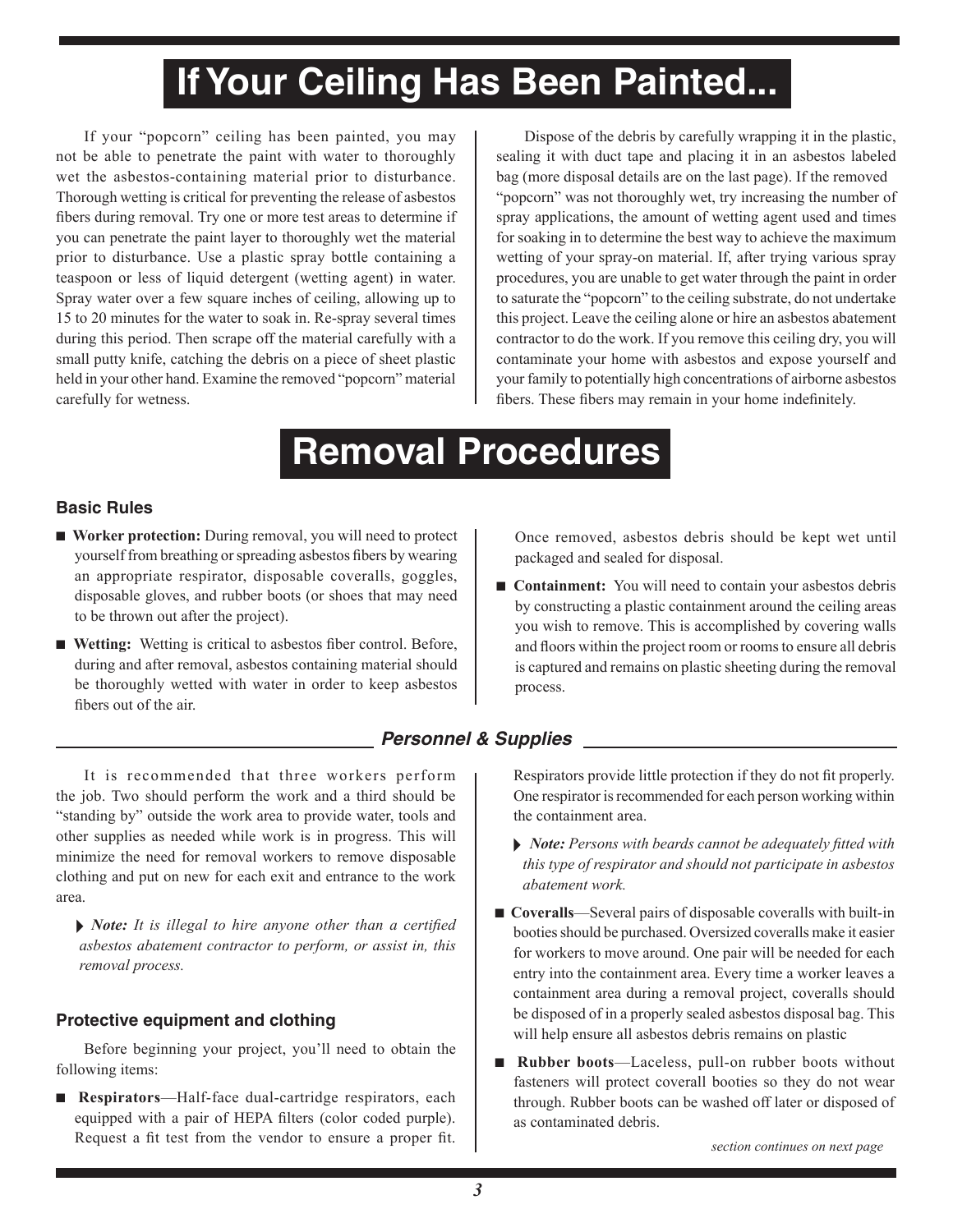# If Your Ceiling Has Been Painted...

If your "popcorn" ceiling has been painted, you may not be able to penetrate the paint with water to thoroughly wet the asbestos-containing material prior to disturbance. Thorough wetting is critical for preventing the release of asbestos fibers during removal. Try one or more test areas to determine if you can penetrate the paint layer to thoroughly wet the material prior to disturbance. Use a plastic spray bottle containing a teaspoon or less of liquid detergent (wetting agent) in water. Spray water over a few square inches of ceiling, allowing up to 15 to 20 minutes for the water to soak in. Re-spray several times during this period. Then scrape off the material carefully with a small putty knife, catching the debris on a piece of sheet plastic held in your other hand. Examine the removed "popcorn" material carefully for wetness.

Dispose of the debris by carefully wrapping it in the plastic, sealing it with duct tape and placing it in an asbestos labeled bag (more disposal details are on the last page). If the removed "popcorn" was not thoroughly wet, try increasing the number of spray applications, the amount of wetting agent used and times for soaking in to determine the best way to achieve the maximum wetting of your spray-on material. If, after trying various spray procedures, you are unable to get water through the paint in order to saturate the "popcorn" to the ceiling substrate, do not undertake this project. Leave the ceiling alone or hire an asbestos abatement contractor to do the work. If you remove this ceiling dry, you will contaminate your home with asbestos and expose yourself and your family to potentially high concentrations of airborne asbestos fibers. These fibers may remain in your home indefinitely.

# Removal Procedures

### Basic Rules

- **Worker protection:** During removal, you will need to protect yourself from breathing or spreading asbestos fibers by wearing an appropriate respirator, disposable coveralls, goggles, disposable gloves, and rubber boots (or shoes that may need to be thrown out after the project).
- **Wetting:** Wetting is critical to asbestos fiber control. Before, during and after removal, asbestos containing material should be thoroughly wetted with water in order to keep asbestos fibers out of the air. Once removed, asbestos debris should be kept wet until packaged and sealed for disposal.
- **Containment:** You will need to contain your asbestos debris by constructing a plastic containment around the ceiling areas you wish to remove. This is accomplished by covering walls and floors within the project room or rooms to ensure all debris is captured and remains on plastic sheeting during the removal process.

## *Personnel & Supplies*

It is recommended that three workers perform the job. Two should perform the work and a third should be "standing by" outside the work area to provide water, tools and other supplies as needed while work is in progress. This will minimize the need for removal workers to remove disposable clothing and put on new for each exit and entrance to the work area.

> ▸ ***Note:*** *It is illegal to hire anyone other than a certified asbestos abatement contractor to perform, or assist in, this removal process.*

### Protective equipment and clothing

Before beginning your project, you'll need to obtain the following items:

- **Respirators**—Half-face dual-cartridge respirators, each equipped with a pair of HEPA filters (color coded purple). Request a fit test from the vendor to ensure a proper fit. Respirators provide little protection if they do not fit properly. One respirator is recommended for each person working within the containment area.

  > ▸ ***Note:*** *Persons with beards cannot be adequately fitted with this type of respirator and should not participate in asbestos abatement work.*

- **Coveralls**—Several pairs of disposable coveralls with built-in booties should be purchased. Oversized coveralls make it easier for workers to move around. One pair will be needed for each entry into the containment area. Every time a worker leaves a containment area during a removal project, coveralls should be disposed of in a properly sealed asbestos disposal bag. This will help ensure all asbestos debris remains on plastic
- **Rubber boots**—Laceless, pull-on rubber boots without fasteners will protect coverall booties so they do not wear through. Rubber boots can be washed off later or disposed of as contaminated debris.

*section continues on next page*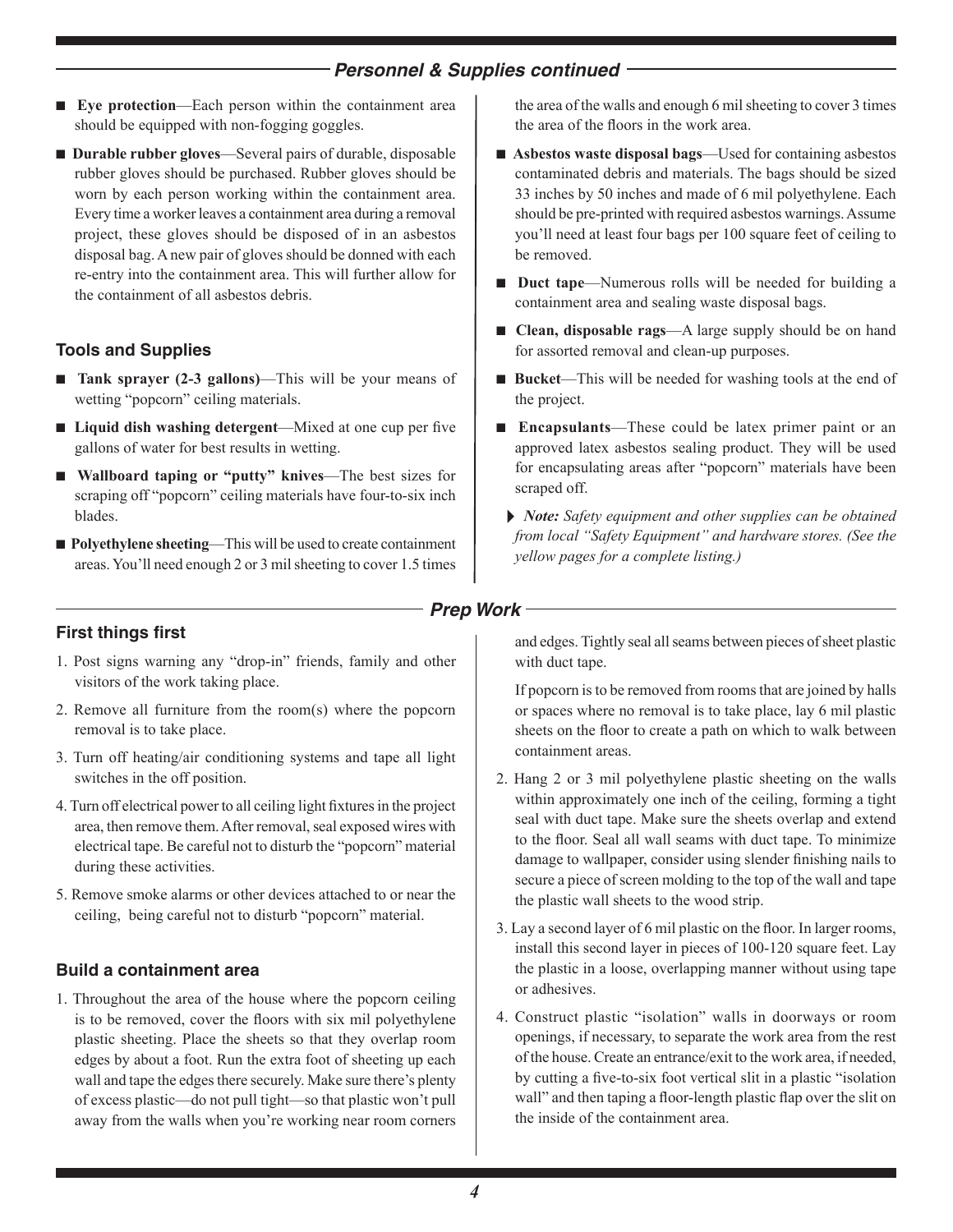## Personnel & Supplies continued

- **Eye protection**—Each person within the containment area should be equipped with non-fogging goggles.
- **Durable rubber gloves**—Several pairs of durable, disposable rubber gloves should be purchased. Rubber gloves should be worn by each person working within the containment area. Every time a worker leaves a containment area during a removal project, these gloves should be disposed of in an asbestos disposal bag. A new pair of gloves should be donned with each re-entry into the containment area. This will further allow for the containment of all asbestos debris.

### Tools and Supplies

- **Tank sprayer (2-3 gallons)**—This will be your means of wetting "popcorn" ceiling materials.
- **Liquid dish washing detergent**—Mixed at one cup per five gallons of water for best results in wetting.
- **Wallboard taping or "putty" knives**—The best sizes for scraping off "popcorn" ceiling materials have four-to-six inch blades.
- **Polyethylene sheeting**—This will be used to create containment areas. You'll need enough 2 or 3 mil sheeting to cover 1.5 times the area of the walls and enough 6 mil sheeting to cover 3 times the area of the floors in the work area.
- **Asbestos waste disposal bags**—Used for containing asbestos contaminated debris and materials. The bags should be sized 33 inches by 50 inches and made of 6 mil polyethylene. Each should be pre-printed with required asbestos warnings. Assume you'll need at least four bags per 100 square feet of ceiling to be removed.
- **Duct tape**—Numerous rolls will be needed for building a containment area and sealing waste disposal bags.
- **Clean, disposable rags**—A large supply should be on hand for assorted removal and clean-up purposes.
- **Bucket**—This will be needed for washing tools at the end of the project.
- **Encapsulants**—These could be latex primer paint or an approved latex asbestos sealing product. They will be used for encapsulating areas after "popcorn" materials have been scraped off.

▸ *Note: Safety equipment and other supplies can be obtained from local "Safety Equipment" and hardware stores. (See the yellow pages for a complete listing.)*

## Prep Work

### First things first

1. Post signs warning any "drop-in" friends, family and other visitors of the work taking place.
2. Remove all furniture from the room(s) where the popcorn removal is to take place.
3. Turn off heating/air conditioning systems and tape all light switches in the off position.
4. Turn off electrical power to all ceiling light fixtures in the project area, then remove them. After removal, seal exposed wires with electrical tape. Be careful not to disturb the "popcorn" material during these activities.
5. Remove smoke alarms or other devices attached to or near the ceiling, being careful not to disturb "popcorn" material.

### Build a containment area

1. Throughout the area of the house where the popcorn ceiling is to be removed, cover the floors with six mil polyethylene plastic sheeting. Place the sheets so that they overlap room edges by about a foot. Run the extra foot of sheeting up each wall and tape the edges there securely. Make sure there's plenty of excess plastic—do not pull tight—so that plastic won't pull away from the walls when you're working near room corners and edges. Tightly seal all seams between pieces of sheet plastic with duct tape.

   If popcorn is to be removed from rooms that are joined by halls or spaces where no removal is to take place, lay 6 mil plastic sheets on the floor to create a path on which to walk between containment areas.

2. Hang 2 or 3 mil polyethylene plastic sheeting on the walls within approximately one inch of the ceiling, forming a tight seal with duct tape. Make sure the sheets overlap and extend to the floor. Seal all wall seams with duct tape. To minimize damage to wallpaper, consider using slender finishing nails to secure a piece of screen molding to the top of the wall and tape the plastic wall sheets to the wood strip.
3. Lay a second layer of 6 mil plastic on the floor. In larger rooms, install this second layer in pieces of 100-120 square feet. Lay the plastic in a loose, overlapping manner without using tape or adhesives.
4. Construct plastic "isolation" walls in doorways or room openings, if necessary, to separate the work area from the rest of the house. Create an entrance/exit to the work area, if needed, by cutting a five-to-six foot vertical slit in a plastic "isolation wall" and then taping a floor-length plastic flap over the slit on the inside of the containment area.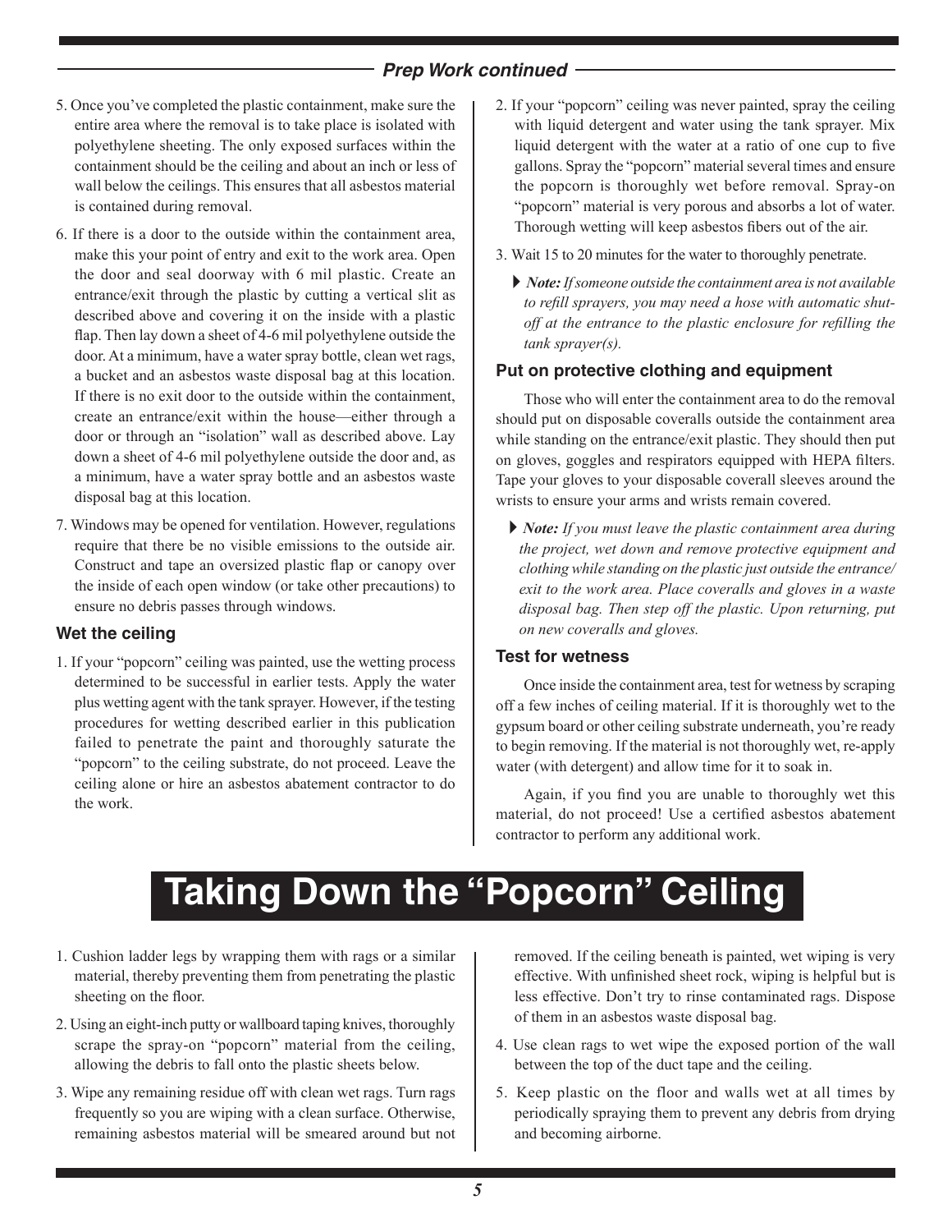## Prep Work continued

5. Once you've completed the plastic containment, make sure the entire area where the removal is to take place is isolated with polyethylene sheeting. The only exposed surfaces within the containment should be the ceiling and about an inch or less of wall below the ceilings. This ensures that all asbestos material is contained during removal.

6. If there is a door to the outside within the containment area, make this your point of entry and exit to the work area. Open the door and seal doorway with 6 mil plastic. Create an entrance/exit through the plastic by cutting a vertical slit as described above and covering it on the inside with a plastic flap. Then lay down a sheet of 4-6 mil polyethylene outside the door. At a minimum, have a water spray bottle, clean wet rags, a bucket and an asbestos waste disposal bag at this location. If there is no exit door to the outside within the containment, create an entrance/exit within the house—either through a door or through an "isolation" wall as described above. Lay down a sheet of 4-6 mil polyethylene outside the door and, as a minimum, have a water spray bottle and an asbestos waste disposal bag at this location.

7. Windows may be opened for ventilation. However, regulations require that there be no visible emissions to the outside air. Construct and tape an oversized plastic flap or canopy over the inside of each open window (or take other precautions) to ensure no debris passes through windows.

### Wet the ceiling

1. If your "popcorn" ceiling was painted, use the wetting process determined to be successful in earlier tests. Apply the water plus wetting agent with the tank sprayer. However, if the testing procedures for wetting described earlier in this publication failed to penetrate the paint and thoroughly saturate the "popcorn" to the ceiling substrate, do not proceed. Leave the ceiling alone or hire an asbestos abatement contractor to do the work.

2. If your "popcorn" ceiling was never painted, spray the ceiling with liquid detergent and water using the tank sprayer. Mix liquid detergent with the water at a ratio of one cup to five gallons. Spray the "popcorn" material several times and ensure the popcorn is thoroughly wet before removal. Spray-on "popcorn" material is very porous and absorbs a lot of water. Thorough wetting will keep asbestos fibers out of the air.

3. Wait 15 to 20 minutes for the water to thoroughly penetrate.

   ▶ ***Note:*** *If someone outside the containment area is not available to refill sprayers, you may need a hose with automatic shut-off at the entrance to the plastic enclosure for refilling the tank sprayer(s).*

### Put on protective clothing and equipment

Those who will enter the containment area to do the removal should put on disposable coveralls outside the containment area while standing on the entrance/exit plastic. They should then put on gloves, goggles and respirators equipped with HEPA filters. Tape your gloves to your disposable coverall sleeves around the wrists to ensure your arms and wrists remain covered.

▶ ***Note:*** *If you must leave the plastic containment area during the project, wet down and remove protective equipment and clothing while standing on the plastic just outside the entrance/exit to the work area. Place coveralls and gloves in a waste disposal bag. Then step off the plastic. Upon returning, put on new coveralls and gloves.*

### Test for wetness

Once inside the containment area, test for wetness by scraping off a few inches of ceiling material. If it is thoroughly wet to the gypsum board or other ceiling substrate underneath, you're ready to begin removing. If the material is not thoroughly wet, re-apply water (with detergent) and allow time for it to soak in.

Again, if you find you are unable to thoroughly wet this material, do not proceed! Use a certified asbestos abatement contractor to perform any additional work.

# Taking Down the "Popcorn" Ceiling

1. Cushion ladder legs by wrapping them with rags or a similar material, thereby preventing them from penetrating the plastic sheeting on the floor.

2. Using an eight-inch putty or wallboard taping knives, thoroughly scrape the spray-on "popcorn" material from the ceiling, allowing the debris to fall onto the plastic sheets below.

3. Wipe any remaining residue off with clean wet rags. Turn rags frequently so you are wiping with a clean surface. Otherwise, remaining asbestos material will be smeared around but not removed. If the ceiling beneath is painted, wet wiping is very effective. With unfinished sheet rock, wiping is helpful but is less effective. Don't try to rinse contaminated rags. Dispose of them in an asbestos waste disposal bag.

4. Use clean rags to wet wipe the exposed portion of the wall between the top of the duct tape and the ceiling.

5. Keep plastic on the floor and walls wet at all times by periodically spraying them to prevent any debris from drying and becoming airborne.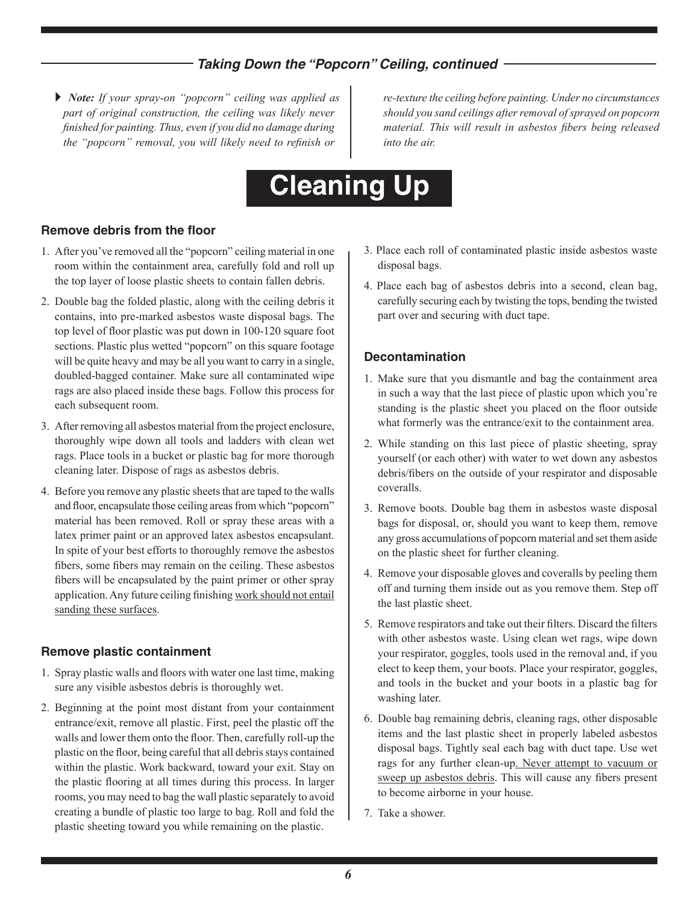## *Taking Down the "Popcorn" Ceiling, continued*

▶ ***Note:*** *If your spray-on "popcorn" ceiling was applied as part of original construction, the ceiling was likely never finished for painting. Thus, even if you did no damage during the "popcorn" removal, you will likely need to refinish or re-texture the ceiling before painting. Under no circumstances should you sand ceilings after removal of sprayed on popcorn material. This will result in asbestos fibers being released into the air.*

# Cleaning Up

### Remove debris from the floor

1. After you've removed all the "popcorn" ceiling material in one room within the containment area, carefully fold and roll up the top layer of loose plastic sheets to contain fallen debris.
2. Double bag the folded plastic, along with the ceiling debris it contains, into pre-marked asbestos waste disposal bags. The top level of floor plastic was put down in 100-120 square foot sections. Plastic plus wetted "popcorn" on this square footage will be quite heavy and may be all you want to carry in a single, doubled-bagged container. Make sure all contaminated wipe rags are also placed inside these bags. Follow this process for each subsequent room.
3. After removing all asbestos material from the project enclosure, thoroughly wipe down all tools and ladders with clean wet rags. Place tools in a bucket or plastic bag for more thorough cleaning later. Dispose of rags as asbestos debris.
4. Before you remove any plastic sheets that are taped to the walls and floor, encapsulate those ceiling areas from which "popcorn" material has been removed. Roll or spray these areas with a latex primer paint or an approved latex asbestos encapsulant. In spite of your best efforts to thoroughly remove the asbestos fibers, some fibers may remain on the ceiling. These asbestos fibers will be encapsulated by the paint primer or other spray application. Any future ceiling finishing <u>work should not entail sanding these surfaces</u>.

### Remove plastic containment

1. Spray plastic walls and floors with water one last time, making sure any visible asbestos debris is thoroughly wet.
2. Beginning at the point most distant from your containment entrance/exit, remove all plastic. First, peel the plastic off the walls and lower them onto the floor. Then, carefully roll-up the plastic on the floor, being careful that all debris stays contained within the plastic. Work backward, toward your exit. Stay on the plastic flooring at all times during this process. In larger rooms, you may need to bag the wall plastic separately to avoid creating a bundle of plastic too large to bag. Roll and fold the plastic sheeting toward you while remaining on the plastic.
3. Place each roll of contaminated plastic inside asbestos waste disposal bags.
4. Place each bag of asbestos debris into a second, clean bag, carefully securing each by twisting the tops, bending the twisted part over and securing with duct tape.

### Decontamination

1. Make sure that you dismantle and bag the containment area in such a way that the last piece of plastic upon which you're standing is the plastic sheet you placed on the floor outside what formerly was the entrance/exit to the containment area.
2. While standing on this last piece of plastic sheeting, spray yourself (or each other) with water to wet down any asbestos debris/fibers on the outside of your respirator and disposable coveralls.
3. Remove boots. Double bag them in asbestos waste disposal bags for disposal, or, should you want to keep them, remove any gross accumulations of popcorn material and set them aside on the plastic sheet for further cleaning.
4. Remove your disposable gloves and coveralls by peeling them off and turning them inside out as you remove them. Step off the last plastic sheet.
5. Remove respirators and take out their filters. Discard the filters with other asbestos waste. Using clean wet rags, wipe down your respirator, goggles, tools used in the removal and, if you elect to keep them, your boots. Place your respirator, goggles, and tools in the bucket and your boots in a plastic bag for washing later.
6. Double bag remaining debris, cleaning rags, other disposable items and the last plastic sheet in properly labeled asbestos disposal bags. Tightly seal each bag with duct tape. Use wet rags for any further clean-up. <u>Never attempt to vacuum or sweep up asbestos debris</u>. This will cause any fibers present to become airborne in your house.
7. Take a shower.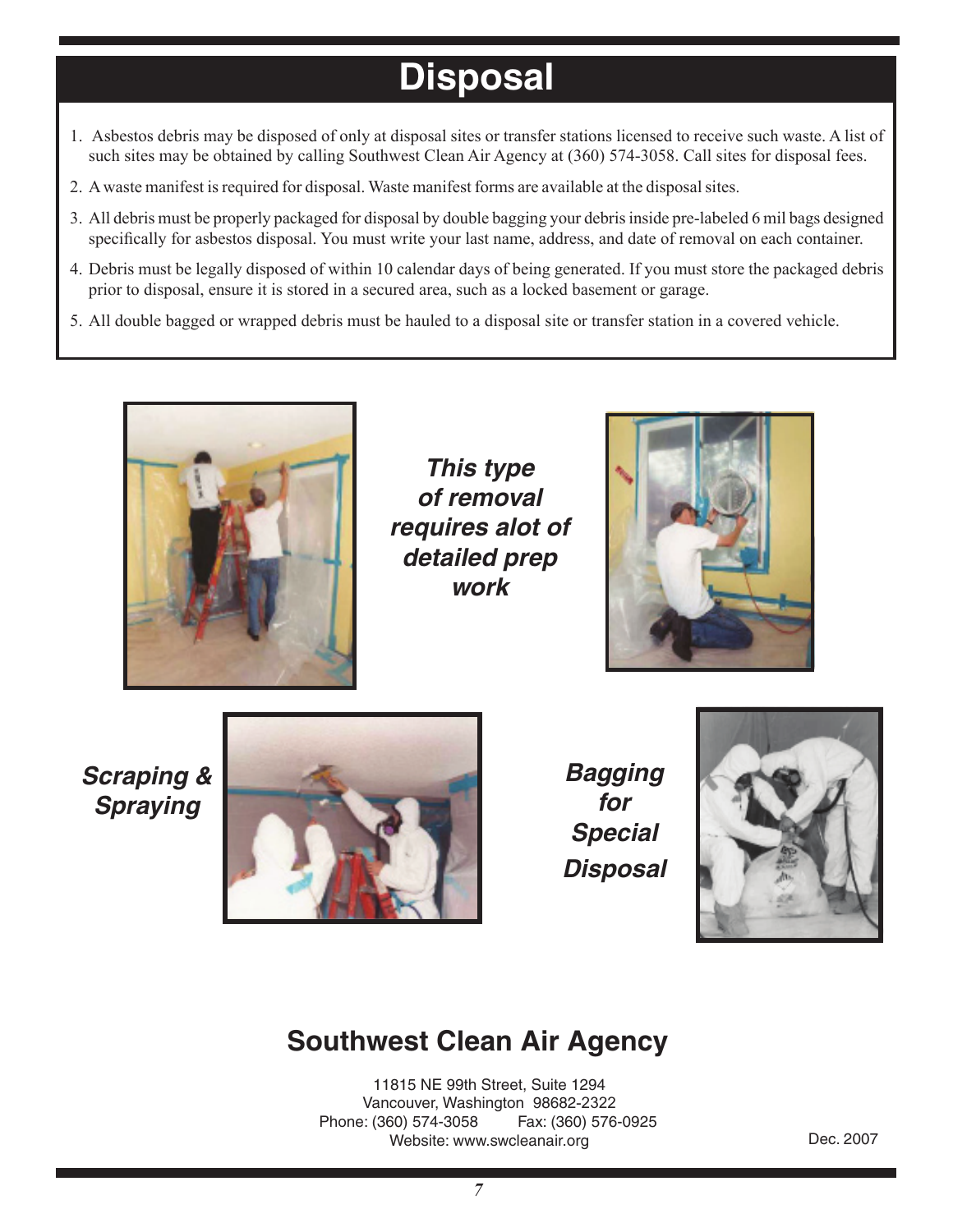# Disposal

1. Asbestos debris may be disposed of only at disposal sites or transfer stations licensed to receive such waste. A list of such sites may be obtained by calling Southwest Clean Air Agency at (360) 574-3058. Call sites for disposal fees.
2. A waste manifest is required for disposal. Waste manifest forms are available at the disposal sites.
3. All debris must be properly packaged for disposal by double bagging your debris inside pre-labeled 6 mil bags designed specifically for asbestos disposal. You must write your last name, address, and date of removal on each container.
4. Debris must be legally disposed of within 10 calendar days of being generated. If you must store the packaged debris prior to disposal, ensure it is stored in a secured area, such as a locked basement or garage.
5. All double bagged or wrapped debris must be hauled to a disposal site or transfer station in a covered vehicle.

***This type of removal requires alot of detailed prep work***

***Scraping & Spraying***

***Bagging for Special Disposal***

## Southwest Clean Air Agency

11815 NE 99th Street, Suite 1294
Vancouver, Washington 98682-2322
Phone: (360) 574-3058 Fax: (360) 576-0925
Website: www.swcleanair.org

Dec. 2007